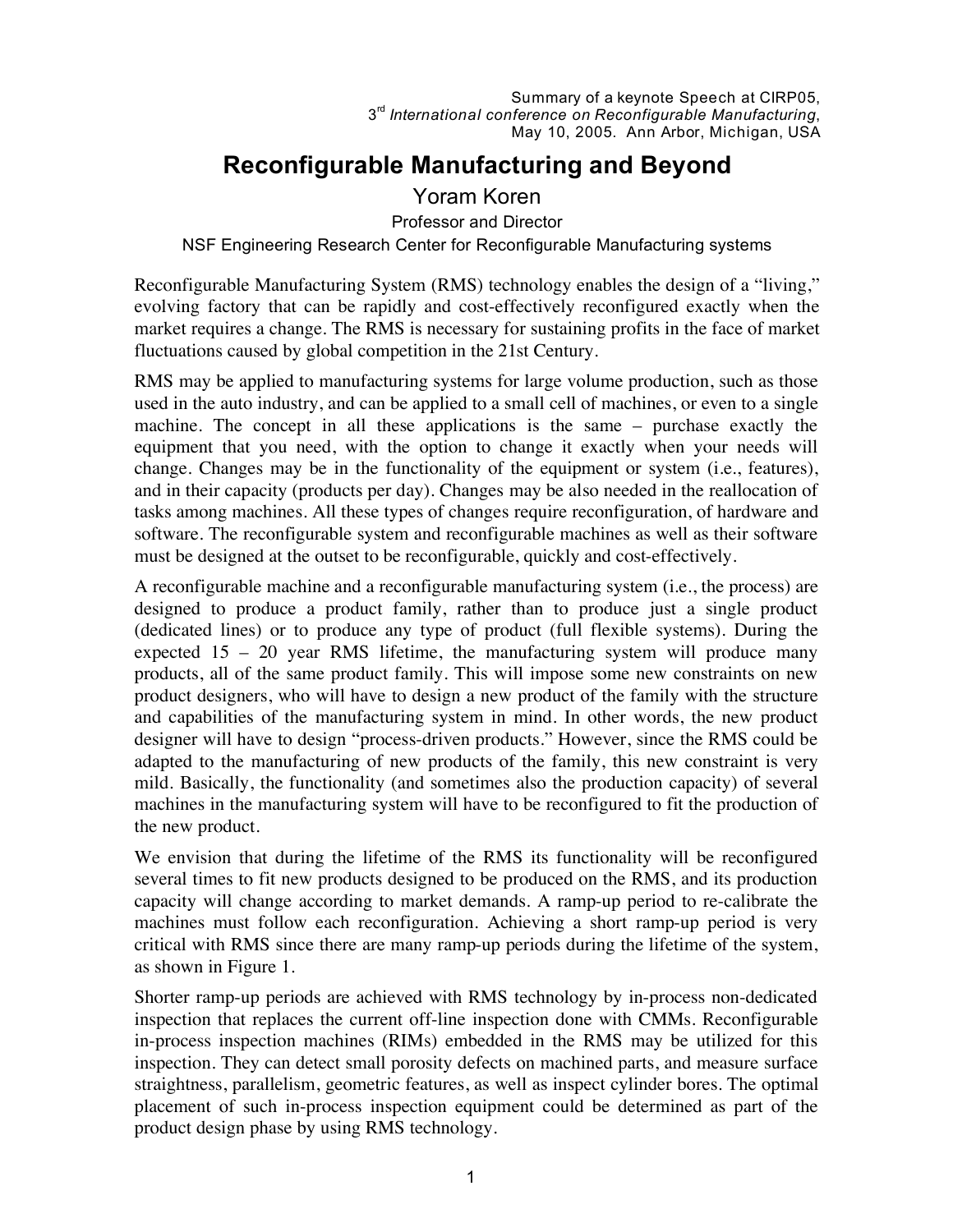Summary of a keynote Speech at CIRP05,
3rd *International conference on Reconfigurable Manufacturing*,
May 10, 2005. Ann Arbor, Michigan, USA

# Reconfigurable Manufacturing and Beyond

Yoram Koren

Professor and Director

NSF Engineering Research Center for Reconfigurable Manufacturing systems

Reconfigurable Manufacturing System (RMS) technology enables the design of a "living," evolving factory that can be rapidly and cost-effectively reconfigured exactly when the market requires a change. The RMS is necessary for sustaining profits in the face of market fluctuations caused by global competition in the 21st Century.

RMS may be applied to manufacturing systems for large volume production, such as those used in the auto industry, and can be applied to a small cell of machines, or even to a single machine. The concept in all these applications is the same – purchase exactly the equipment that you need, with the option to change it exactly when your needs will change. Changes may be in the functionality of the equipment or system (i.e., features), and in their capacity (products per day). Changes may be also needed in the reallocation of tasks among machines. All these types of changes require reconfiguration, of hardware and software. The reconfigurable system and reconfigurable machines as well as their software must be designed at the outset to be reconfigurable, quickly and cost-effectively.

A reconfigurable machine and a reconfigurable manufacturing system (i.e., the process) are designed to produce a product family, rather than to produce just a single product (dedicated lines) or to produce any type of product (full flexible systems). During the expected 15 – 20 year RMS lifetime, the manufacturing system will produce many products, all of the same product family. This will impose some new constraints on new product designers, who will have to design a new product of the family with the structure and capabilities of the manufacturing system in mind. In other words, the new product designer will have to design "process-driven products." However, since the RMS could be adapted to the manufacturing of new products of the family, this new constraint is very mild. Basically, the functionality (and sometimes also the production capacity) of several machines in the manufacturing system will have to be reconfigured to fit the production of the new product.

We envision that during the lifetime of the RMS its functionality will be reconfigured several times to fit new products designed to be produced on the RMS, and its production capacity will change according to market demands. A ramp-up period to re-calibrate the machines must follow each reconfiguration. Achieving a short ramp-up period is very critical with RMS since there are many ramp-up periods during the lifetime of the system, as shown in Figure 1.

Shorter ramp-up periods are achieved with RMS technology by in-process non-dedicated inspection that replaces the current off-line inspection done with CMMs. Reconfigurable in-process inspection machines (RIMs) embedded in the RMS may be utilized for this inspection. They can detect small porosity defects on machined parts, and measure surface straightness, parallelism, geometric features, as well as inspect cylinder bores. The optimal placement of such in-process inspection equipment could be determined as part of the product design phase by using RMS technology.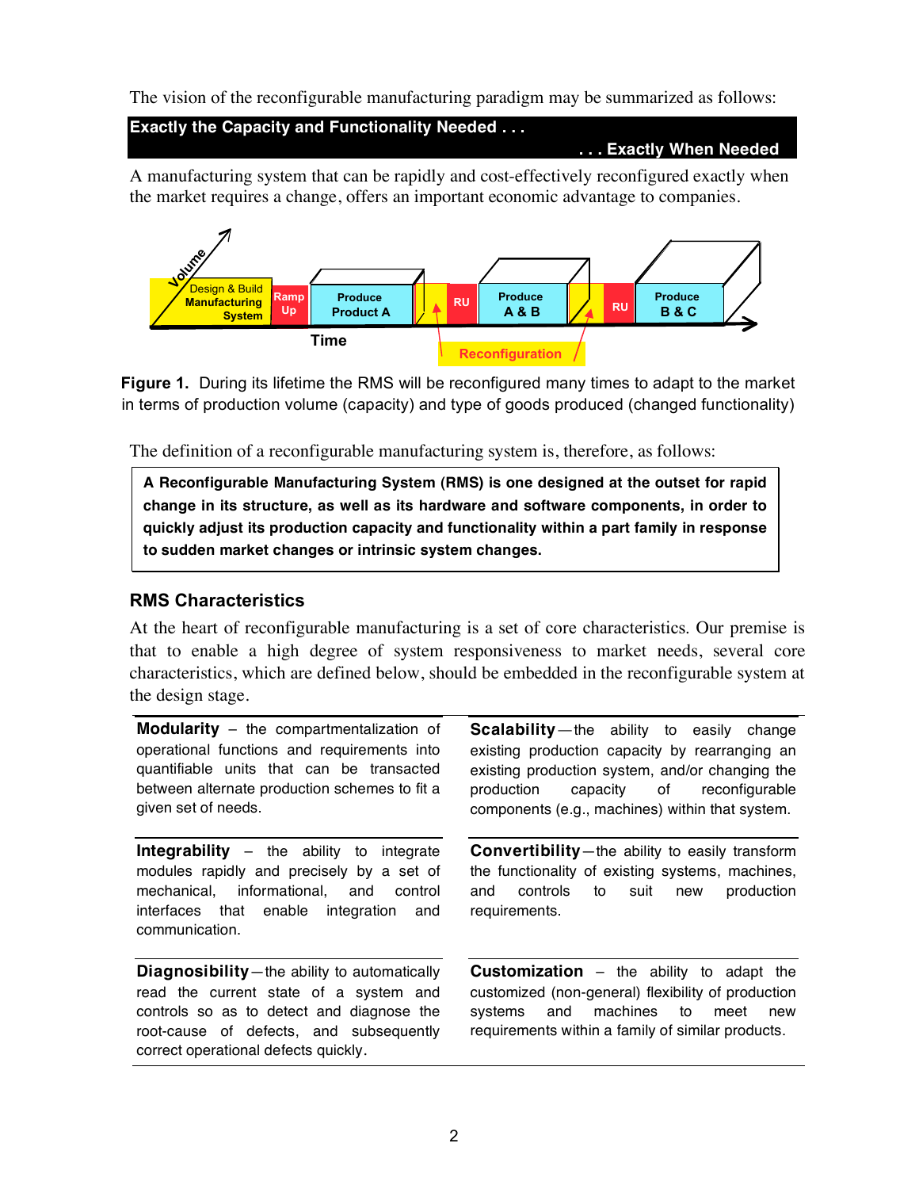The vision of the reconfigurable manufacturing paradigm may be summarized as follows:

**Exactly the Capacity and Functionality Needed . . .**
**. . . Exactly When Needed**

A manufacturing system that can be rapidly and cost-effectively reconfigured exactly when the market requires a change, offers an important economic advantage to companies.

Volume

Design & Build Manufacturing System | Ramp Up | Produce Product A | RU | Produce A & B | RU | Produce B & C

Time

Reconfiguration

**Figure 1.** During its lifetime the RMS will be reconfigured many times to adapt to the market in terms of production volume (capacity) and type of goods produced (changed functionality)

The definition of a reconfigurable manufacturing system is, therefore, as follows:

**A Reconfigurable Manufacturing System (RMS) is one designed at the outset for rapid change in its structure, as well as its hardware and software components, in order to quickly adjust its production capacity and functionality within a part family in response to sudden market changes or intrinsic system changes.**

## RMS Characteristics

At the heart of reconfigurable manufacturing is a set of core characteristics. Our premise is that to enable a high degree of system responsiveness to market needs, several core characteristics, which are defined below, should be embedded in the reconfigurable system at the design stage.

**Modularity** – the compartmentalization of operational functions and requirements into quantifiable units that can be transacted between alternate production schemes to fit a given set of needs.

**Integrability** – the ability to integrate modules rapidly and precisely by a set of mechanical, informational, and control interfaces that enable integration and communication.

**Diagnosibility** — the ability to automatically read the current state of a system and controls so as to detect and diagnose the root-cause of defects, and subsequently correct operational defects quickly.

**Scalability** — the ability to easily change existing production capacity by rearranging an existing production system, and/or changing the production capacity of reconfigurable components (e.g., machines) within that system.

**Convertibility** — the ability to easily transform the functionality of existing systems, machines, and controls to suit new production requirements.

**Customization** – the ability to adapt the customized (non-general) flexibility of production systems and machines to meet new requirements within a family of similar products.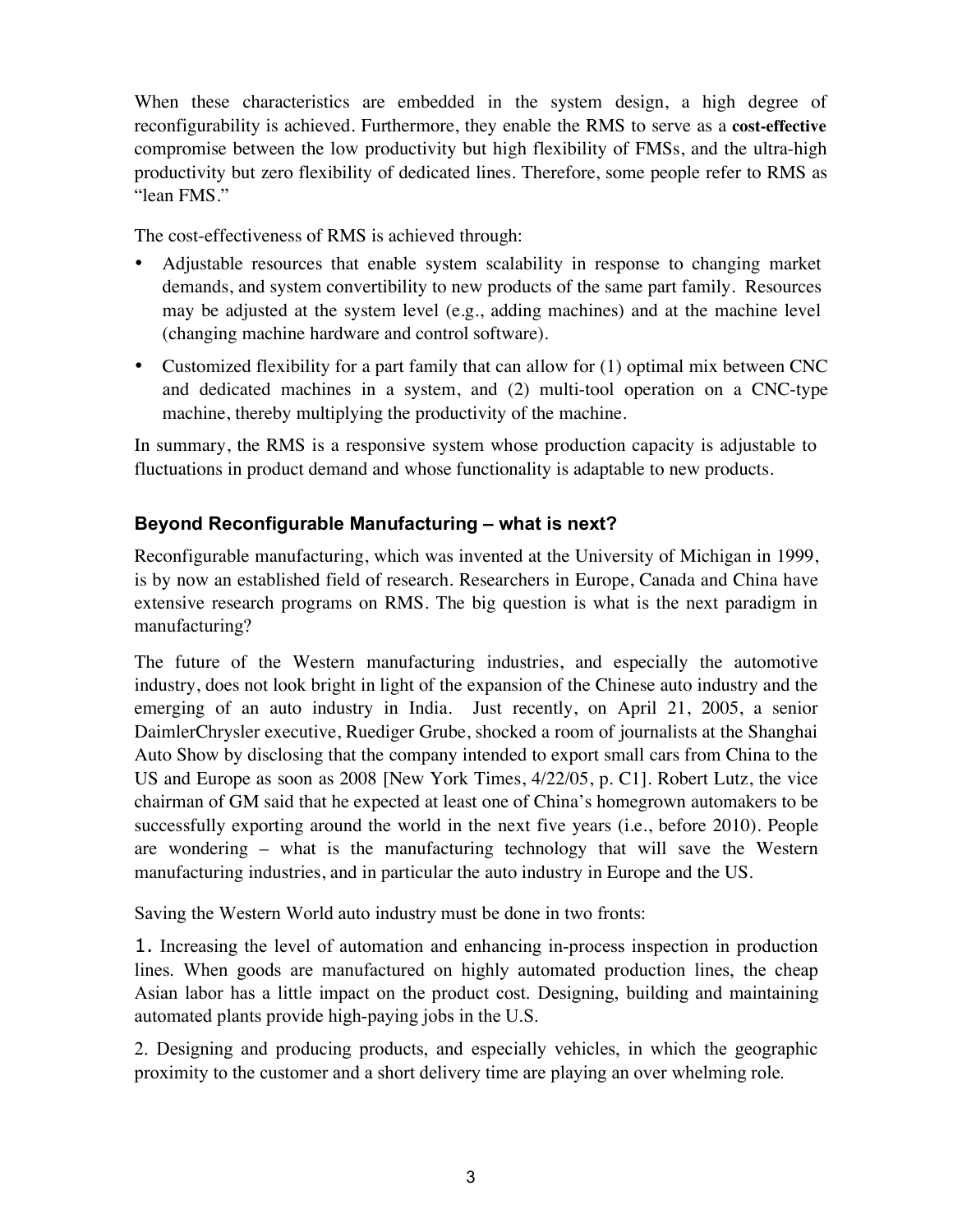When these characteristics are embedded in the system design, a high degree of reconfigurability is achieved. Furthermore, they enable the RMS to serve as a **cost-effective** compromise between the low productivity but high flexibility of FMSs, and the ultra-high productivity but zero flexibility of dedicated lines. Therefore, some people refer to RMS as "lean FMS."

The cost-effectiveness of RMS is achieved through:

- Adjustable resources that enable system scalability in response to changing market demands, and system convertibility to new products of the same part family. Resources may be adjusted at the system level (e.g., adding machines) and at the machine level (changing machine hardware and control software).
- Customized flexibility for a part family that can allow for (1) optimal mix between CNC and dedicated machines in a system, and (2) multi-tool operation on a CNC-type machine, thereby multiplying the productivity of the machine.

In summary, the RMS is a responsive system whose production capacity is adjustable to fluctuations in product demand and whose functionality is adaptable to new products.

## Beyond Reconfigurable Manufacturing – what is next?

Reconfigurable manufacturing, which was invented at the University of Michigan in 1999, is by now an established field of research. Researchers in Europe, Canada and China have extensive research programs on RMS. The big question is what is the next paradigm in manufacturing?

The future of the Western manufacturing industries, and especially the automotive industry, does not look bright in light of the expansion of the Chinese auto industry and the emerging of an auto industry in India. Just recently, on April 21, 2005, a senior DaimlerChrysler executive, Ruediger Grube, shocked a room of journalists at the Shanghai Auto Show by disclosing that the company intended to export small cars from China to the US and Europe as soon as 2008 [New York Times, 4/22/05, p. C1]. Robert Lutz, the vice chairman of GM said that he expected at least one of China's homegrown automakers to be successfully exporting around the world in the next five years (i.e., before 2010). People are wondering – what is the manufacturing technology that will save the Western manufacturing industries, and in particular the auto industry in Europe and the US.

Saving the Western World auto industry must be done in two fronts:

1. Increasing the level of automation and enhancing in-process inspection in production lines. When goods are manufactured on highly automated production lines, the cheap Asian labor has a little impact on the product cost. Designing, building and maintaining automated plants provide high-paying jobs in the U.S.

2. Designing and producing products, and especially vehicles, in which the geographic proximity to the customer and a short delivery time are playing an over whelming role.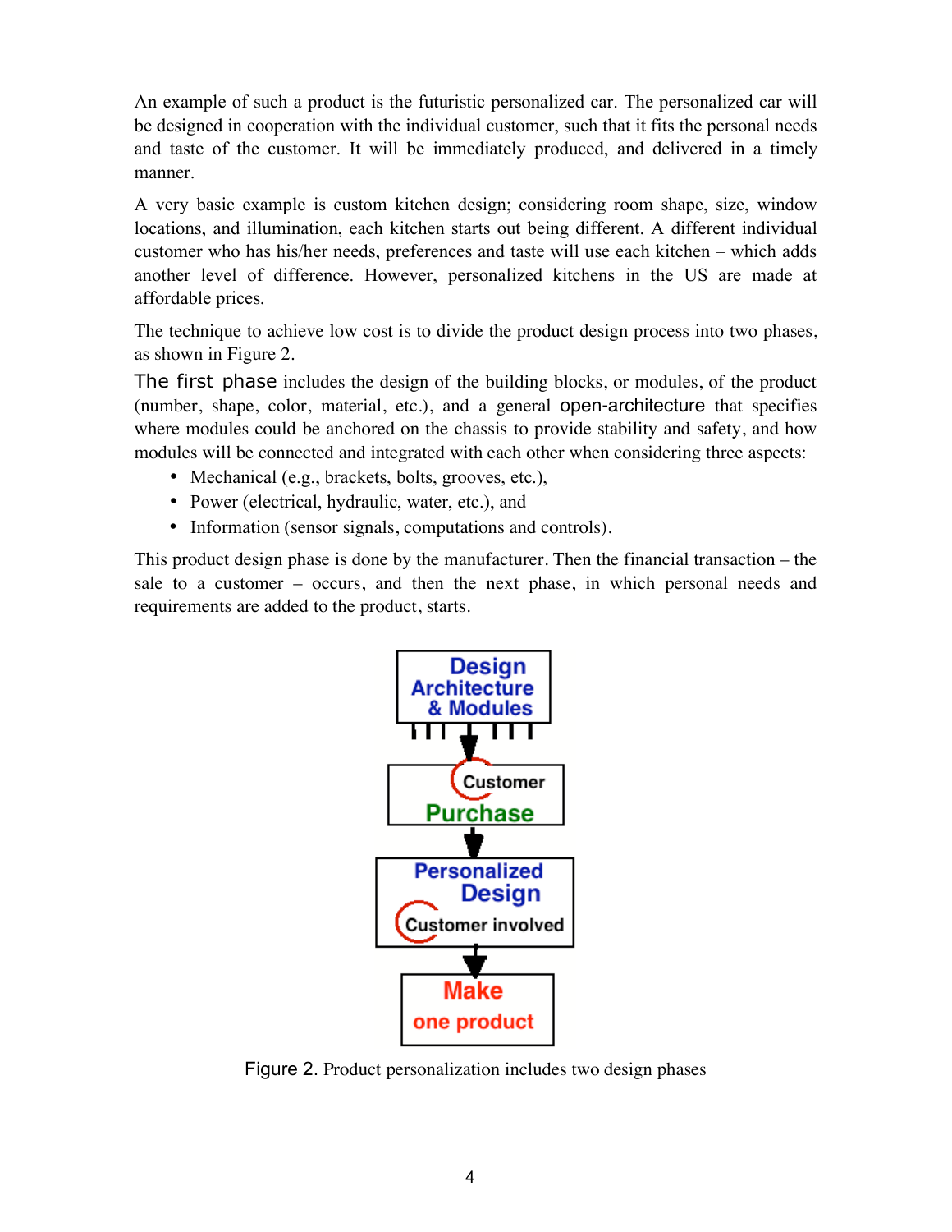An example of such a product is the futuristic personalized car. The personalized car will be designed in cooperation with the individual customer, such that it fits the personal needs and taste of the customer. It will be immediately produced, and delivered in a timely manner.

A very basic example is custom kitchen design; considering room shape, size, window locations, and illumination, each kitchen starts out being different. A different individual customer who has his/her needs, preferences and taste will use each kitchen – which adds another level of difference. However, personalized kitchens in the US are made at affordable prices.

The technique to achieve low cost is to divide the product design process into two phases, as shown in Figure 2.

The first phase includes the design of the building blocks, or modules, of the product (number, shape, color, material, etc.), and a general open-architecture that specifies where modules could be anchored on the chassis to provide stability and safety, and how modules will be connected and integrated with each other when considering three aspects:

- Mechanical (e.g., brackets, bolts, grooves, etc.),
- Power (electrical, hydraulic, water, etc.), and
- Information (sensor signals, computations and controls).

This product design phase is done by the manufacturer. Then the financial transaction – the sale to a customer – occurs, and then the next phase, in which personal needs and requirements are added to the product, starts.

Design Architecture & Modules → Customer Purchase → Personalized Design (Customer involved) → Make one product

Figure 2. Product personalization includes two design phases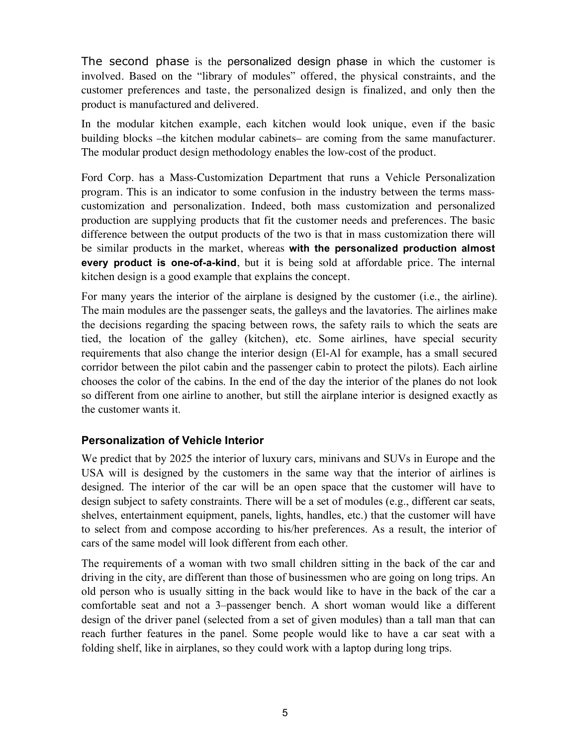The second phase is the personalized design phase in which the customer is involved. Based on the "library of modules" offered, the physical constraints, and the customer preferences and taste, the personalized design is finalized, and only then the product is manufactured and delivered.

In the modular kitchen example, each kitchen would look unique, even if the basic building blocks –the kitchen modular cabinets– are coming from the same manufacturer. The modular product design methodology enables the low-cost of the product.

Ford Corp. has a Mass-Customization Department that runs a Vehicle Personalization program. This is an indicator to some confusion in the industry between the terms mass-customization and personalization. Indeed, both mass customization and personalized production are supplying products that fit the customer needs and preferences. The basic difference between the output products of the two is that in mass customization there will be similar products in the market, whereas **with the personalized production almost every product is one-of-a-kind**, but it is being sold at affordable price. The internal kitchen design is a good example that explains the concept.

For many years the interior of the airplane is designed by the customer (i.e., the airline). The main modules are the passenger seats, the galleys and the lavatories. The airlines make the decisions regarding the spacing between rows, the safety rails to which the seats are tied, the location of the galley (kitchen), etc. Some airlines, have special security requirements that also change the interior design (El-Al for example, has a small secured corridor between the pilot cabin and the passenger cabin to protect the pilots). Each airline chooses the color of the cabins. In the end of the day the interior of the planes do not look so different from one airline to another, but still the airplane interior is designed exactly as the customer wants it.

### Personalization of Vehicle Interior

We predict that by 2025 the interior of luxury cars, minivans and SUVs in Europe and the USA will is designed by the customers in the same way that the interior of airlines is designed. The interior of the car will be an open space that the customer will have to design subject to safety constraints. There will be a set of modules (e.g., different car seats, shelves, entertainment equipment, panels, lights, handles, etc.) that the customer will have to select from and compose according to his/her preferences. As a result, the interior of cars of the same model will look different from each other.

The requirements of a woman with two small children sitting in the back of the car and driving in the city, are different than those of businessmen who are going on long trips. An old person who is usually sitting in the back would like to have in the back of the car a comfortable seat and not a 3–passenger bench. A short woman would like a different design of the driver panel (selected from a set of given modules) than a tall man that can reach further features in the panel. Some people would like to have a car seat with a folding shelf, like in airplanes, so they could work with a laptop during long trips.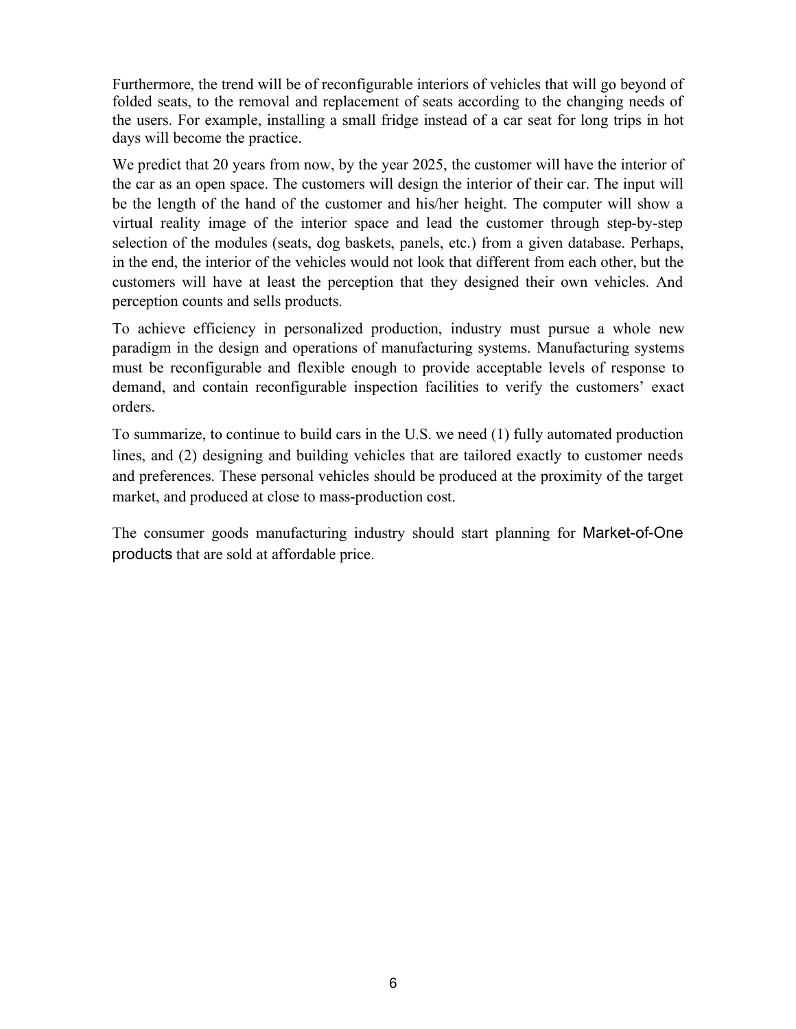Furthermore, the trend will be of reconfigurable interiors of vehicles that will go beyond of folded seats, to the removal and replacement of seats according to the changing needs of the users. For example, installing a small fridge instead of a car seat for long trips in hot days will become the practice.

We predict that 20 years from now, by the year 2025, the customer will have the interior of the car as an open space. The customers will design the interior of their car. The input will be the length of the hand of the customer and his/her height. The computer will show a virtual reality image of the interior space and lead the customer through step-by-step selection of the modules (seats, dog baskets, panels, etc.) from a given database. Perhaps, in the end, the interior of the vehicles would not look that different from each other, but the customers will have at least the perception that they designed their own vehicles. And perception counts and sells products.

To achieve efficiency in personalized production, industry must pursue a whole new paradigm in the design and operations of manufacturing systems. Manufacturing systems must be reconfigurable and flexible enough to provide acceptable levels of response to demand, and contain reconfigurable inspection facilities to verify the customers' exact orders.

To summarize, to continue to build cars in the U.S. we need (1) fully automated production lines, and (2) designing and building vehicles that are tailored exactly to customer needs and preferences. These personal vehicles should be produced at the proximity of the target market, and produced at close to mass-production cost.

The consumer goods manufacturing industry should start planning for Market-of-One products that are sold at affordable price.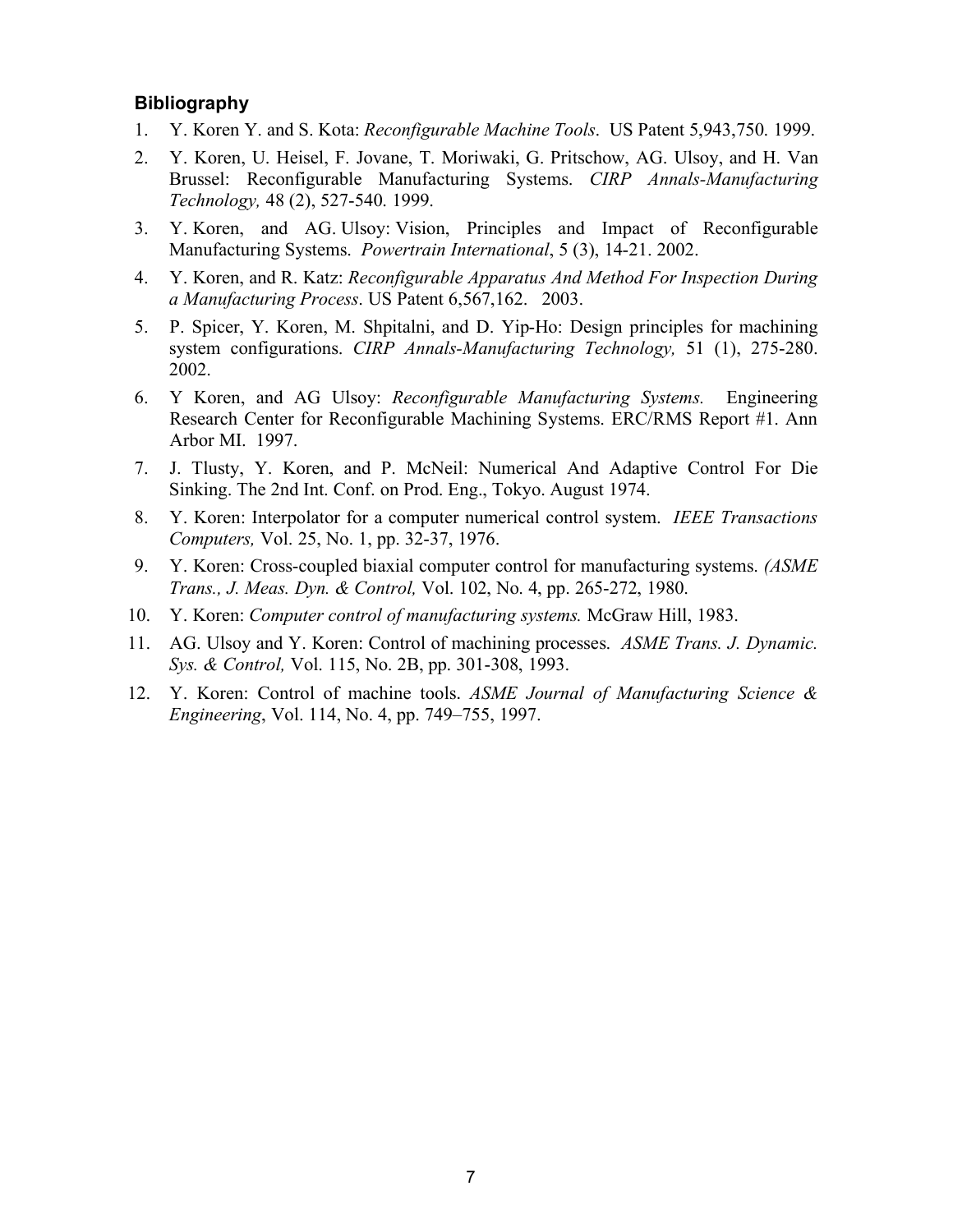### Bibliography

1. Y. Koren Y. and S. Kota: *Reconfigurable Machine Tools*. US Patent 5,943,750. 1999.
2. Y. Koren, U. Heisel, F. Jovane, T. Moriwaki, G. Pritschow, AG. Ulsoy, and H. Van Brussel: Reconfigurable Manufacturing Systems. *CIRP Annals-Manufacturing Technology,* 48 (2), 527-540. 1999.
3. Y. Koren, and AG. Ulsoy: Vision, Principles and Impact of Reconfigurable Manufacturing Systems. *Powertrain International*, 5 (3), 14-21. 2002.
4. Y. Koren, and R. Katz: *Reconfigurable Apparatus And Method For Inspection During a Manufacturing Process*. US Patent 6,567,162. 2003.
5. P. Spicer, Y. Koren, M. Shpitalni, and D. Yip-Ho: Design principles for machining system configurations. *CIRP Annals-Manufacturing Technology,* 51 (1), 275-280. 2002.
6. Y Koren, and AG Ulsoy: *Reconfigurable Manufacturing Systems.* Engineering Research Center for Reconfigurable Machining Systems. ERC/RMS Report #1. Ann Arbor MI. 1997.
7. J. Tlusty, Y. Koren, and P. McNeil: Numerical And Adaptive Control For Die Sinking. The 2nd Int. Conf. on Prod. Eng., Tokyo. August 1974.
8. Y. Koren: Interpolator for a computer numerical control system. *IEEE Transactions Computers,* Vol. 25, No. 1, pp. 32-37, 1976.
9. Y. Koren: Cross-coupled biaxial computer control for manufacturing systems. *(ASME Trans., J. Meas. Dyn. & Control,* Vol. 102, No. 4, pp. 265-272, 1980.
10. Y. Koren: *Computer control of manufacturing systems.* McGraw Hill, 1983.
11. AG. Ulsoy and Y. Koren: Control of machining processes. *ASME Trans. J. Dynamic. Sys. & Control,* Vol. 115, No. 2B, pp. 301-308, 1993.
12. Y. Koren: Control of machine tools. *ASME Journal of Manufacturing Science & Engineering*, Vol. 114, No. 4, pp. 749–755, 1997.